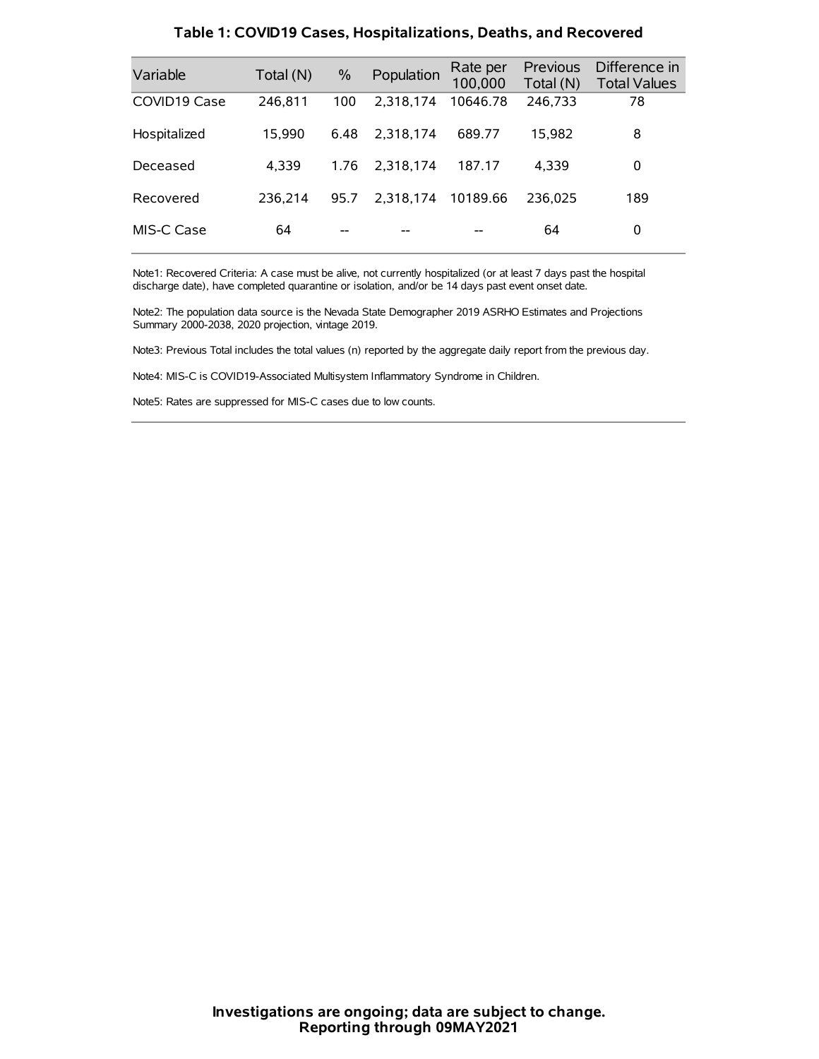## Table 1: COVID19 Cases, Hospitalizations, Deaths, and Recovered

| Variable | Total (N) | % | Population | Rate per 100,000 | Previous Total (N) | Difference in Total Values |
|---|---|---|---|---|---|---|
| COVID19 Case | 246,811 | 100 | 2,318,174 | 10646.78 | 246,733 | 78 |
| Hospitalized | 15,990 | 6.48 | 2,318,174 | 689.77 | 15,982 | 8 |
| Deceased | 4,339 | 1.76 | 2,318,174 | 187.17 | 4,339 | 0 |
| Recovered | 236,214 | 95.7 | 2,318,174 | 10189.66 | 236,025 | 189 |
| MIS-C Case | 64 | -- | -- | -- | 64 | 0 |

Note1: Recovered Criteria: A case must be alive, not currently hospitalized (or at least 7 days past the hospital discharge date), have completed quarantine or isolation, and/or be 14 days past event onset date.

Note2: The population data source is the Nevada State Demographer 2019 ASRHO Estimates and Projections Summary 2000-2038, 2020 projection, vintage 2019.

Note3: Previous Total includes the total values (n) reported by the aggregate daily report from the previous day.

Note4: MIS-C is COVID19-Associated Multisystem Inflammatory Syndrome in Children.

Note5: Rates are suppressed for MIS-C cases due to low counts.

**Investigations are ongoing; data are subject to change.**
**Reporting through 09MAY2021**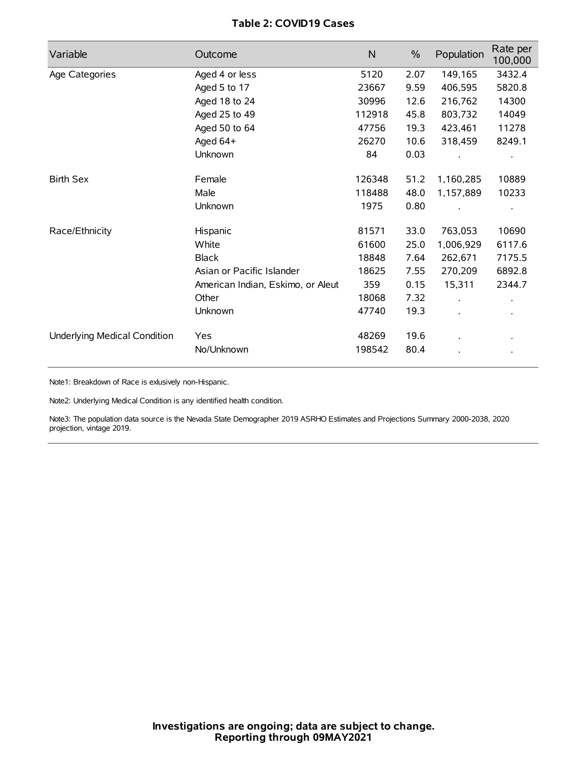# Table 2: COVID19 Cases

| Variable | Outcome | N | % | Population | Rate per 100,000 |
|---|---|---|---|---|---|
| Age Categories | Aged 4 or less | 5120 | 2.07 | 149,165 | 3432.4 |
| | Aged 5 to 17 | 23667 | 9.59 | 406,595 | 5820.8 |
| | Aged 18 to 24 | 30996 | 12.6 | 216,762 | 14300 |
| | Aged 25 to 49 | 112918 | 45.8 | 803,732 | 14049 |
| | Aged 50 to 64 | 47756 | 19.3 | 423,461 | 11278 |
| | Aged 64+ | 26270 | 10.6 | 318,459 | 8249.1 |
| | Unknown | 84 | 0.03 | . | . |
| Birth Sex | Female | 126348 | 51.2 | 1,160,285 | 10889 |
| | Male | 118488 | 48.0 | 1,157,889 | 10233 |
| | Unknown | 1975 | 0.80 | . | . |
| Race/Ethnicity | Hispanic | 81571 | 33.0 | 763,053 | 10690 |
| | White | 61600 | 25.0 | 1,006,929 | 6117.6 |
| | Black | 18848 | 7.64 | 262,671 | 7175.5 |
| | Asian or Pacific Islander | 18625 | 7.55 | 270,209 | 6892.8 |
| | American Indian, Eskimo, or Aleut | 359 | 0.15 | 15,311 | 2344.7 |
| | Other | 18068 | 7.32 | . | . |
| | Unknown | 47740 | 19.3 | . | . |
| Underlying Medical Condition | Yes | 48269 | 19.6 | . | . |
| | No/Unknown | 198542 | 80.4 | . | . |

Note1: Breakdown of Race is exlusively non-Hispanic.

Note2: Underlying Medical Condition is any identified health condition.

Note3: The population data source is the Nevada State Demographer 2019 ASRHO Estimates and Projections Summary 2000-2038, 2020 projection, vintage 2019.

**Investigations are ongoing; data are subject to change.**
**Reporting through 09MAY2021**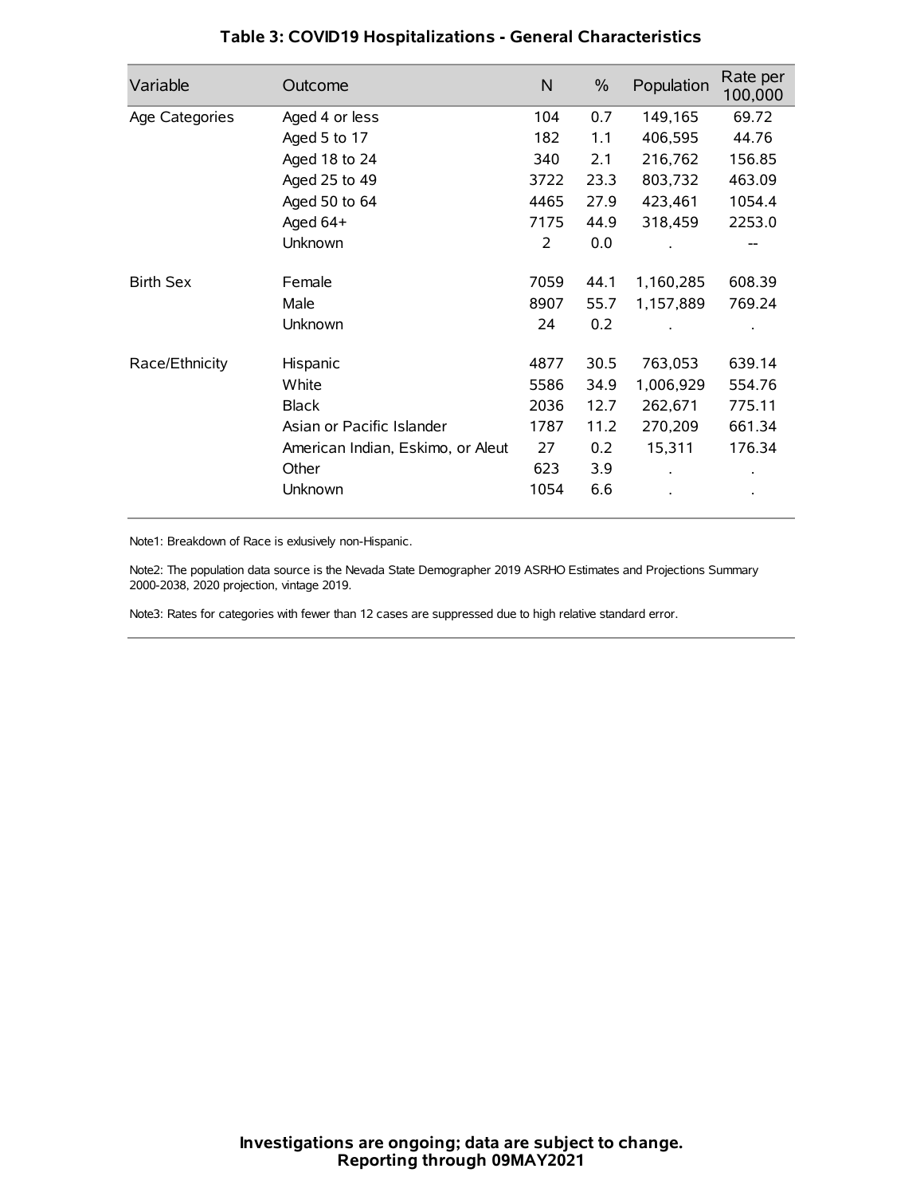### Table 3: COVID19 Hospitalizations - General Characteristics

| Variable | Outcome | N | % | Population | Rate per 100,000 |
|---|---|---|---|---|---|
| Age Categories | Aged 4 or less | 104 | 0.7 | 149,165 | 69.72 |
| | Aged 5 to 17 | 182 | 1.1 | 406,595 | 44.76 |
| | Aged 18 to 24 | 340 | 2.1 | 216,762 | 156.85 |
| | Aged 25 to 49 | 3722 | 23.3 | 803,732 | 463.09 |
| | Aged 50 to 64 | 4465 | 27.9 | 423,461 | 1054.4 |
| | Aged 64+ | 7175 | 44.9 | 318,459 | 2253.0 |
| | Unknown | 2 | 0.0 | . | -- |
| Birth Sex | Female | 7059 | 44.1 | 1,160,285 | 608.39 |
| | Male | 8907 | 55.7 | 1,157,889 | 769.24 |
| | Unknown | 24 | 0.2 | . | . |
| Race/Ethnicity | Hispanic | 4877 | 30.5 | 763,053 | 639.14 |
| | White | 5586 | 34.9 | 1,006,929 | 554.76 |
| | Black | 2036 | 12.7 | 262,671 | 775.11 |
| | Asian or Pacific Islander | 1787 | 11.2 | 270,209 | 661.34 |
| | American Indian, Eskimo, or Aleut | 27 | 0.2 | 15,311 | 176.34 |
| | Other | 623 | 3.9 | . | . |
| | Unknown | 1054 | 6.6 | . | . |

Note1: Breakdown of Race is exlusively non-Hispanic.

Note2: The population data source is the Nevada State Demographer 2019 ASRHO Estimates and Projections Summary 2000-2038, 2020 projection, vintage 2019.

Note3: Rates for categories with fewer than 12 cases are suppressed due to high relative standard error.

**Investigations are ongoing; data are subject to change.**
**Reporting through 09MAY2021**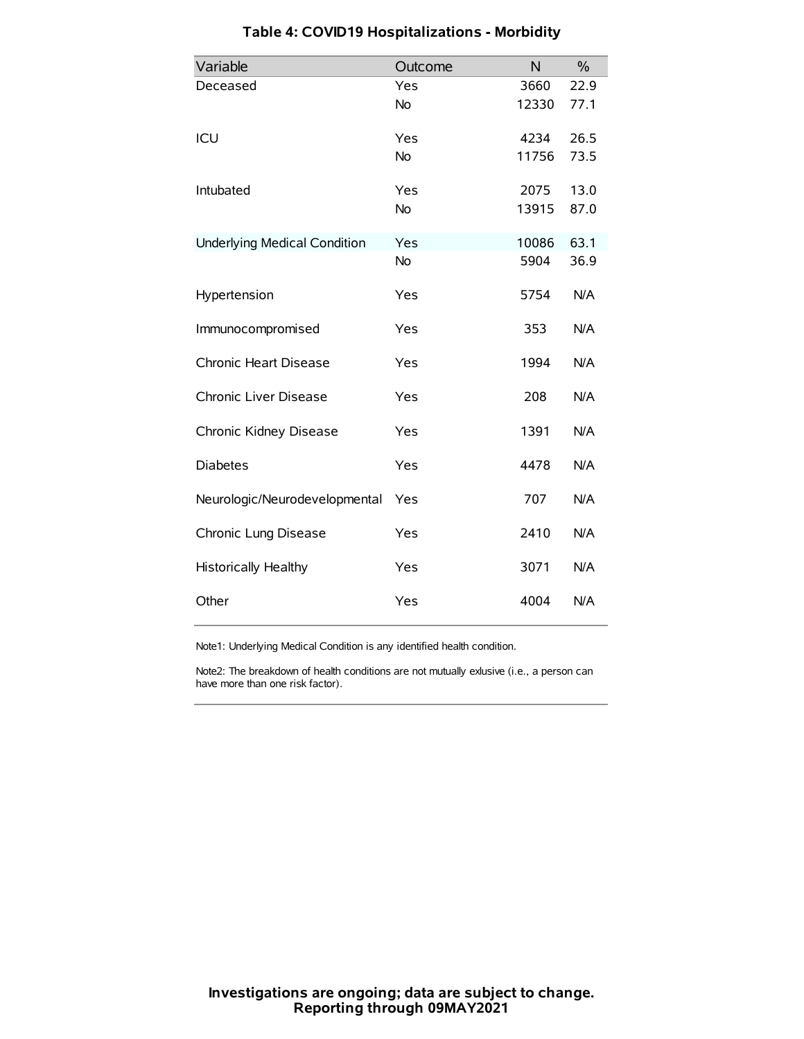## Table 4: COVID19 Hospitalizations - Morbidity

| Variable | Outcome | N | % |
|---|---|---|---|
| Deceased | Yes | 3660 | 22.9 |
| | No | 12330 | 77.1 |
| ICU | Yes | 4234 | 26.5 |
| | No | 11756 | 73.5 |
| Intubated | Yes | 2075 | 13.0 |
| | No | 13915 | 87.0 |
| Underlying Medical Condition | Yes | 10086 | 63.1 |
| | No | 5904 | 36.9 |
| Hypertension | Yes | 5754 | N/A |
| Immunocompromised | Yes | 353 | N/A |
| Chronic Heart Disease | Yes | 1994 | N/A |
| Chronic Liver Disease | Yes | 208 | N/A |
| Chronic Kidney Disease | Yes | 1391 | N/A |
| Diabetes | Yes | 4478 | N/A |
| Neurologic/Neurodevelopmental | Yes | 707 | N/A |
| Chronic Lung Disease | Yes | 2410 | N/A |
| Historically Healthy | Yes | 3071 | N/A |
| Other | Yes | 4004 | N/A |

Note1: Underlying Medical Condition is any identified health condition.

Note2: The breakdown of health conditions are not mutually exlusive (i.e., a person can have more than one risk factor).

**Investigations are ongoing; data are subject to change.**
**Reporting through 09MAY2021**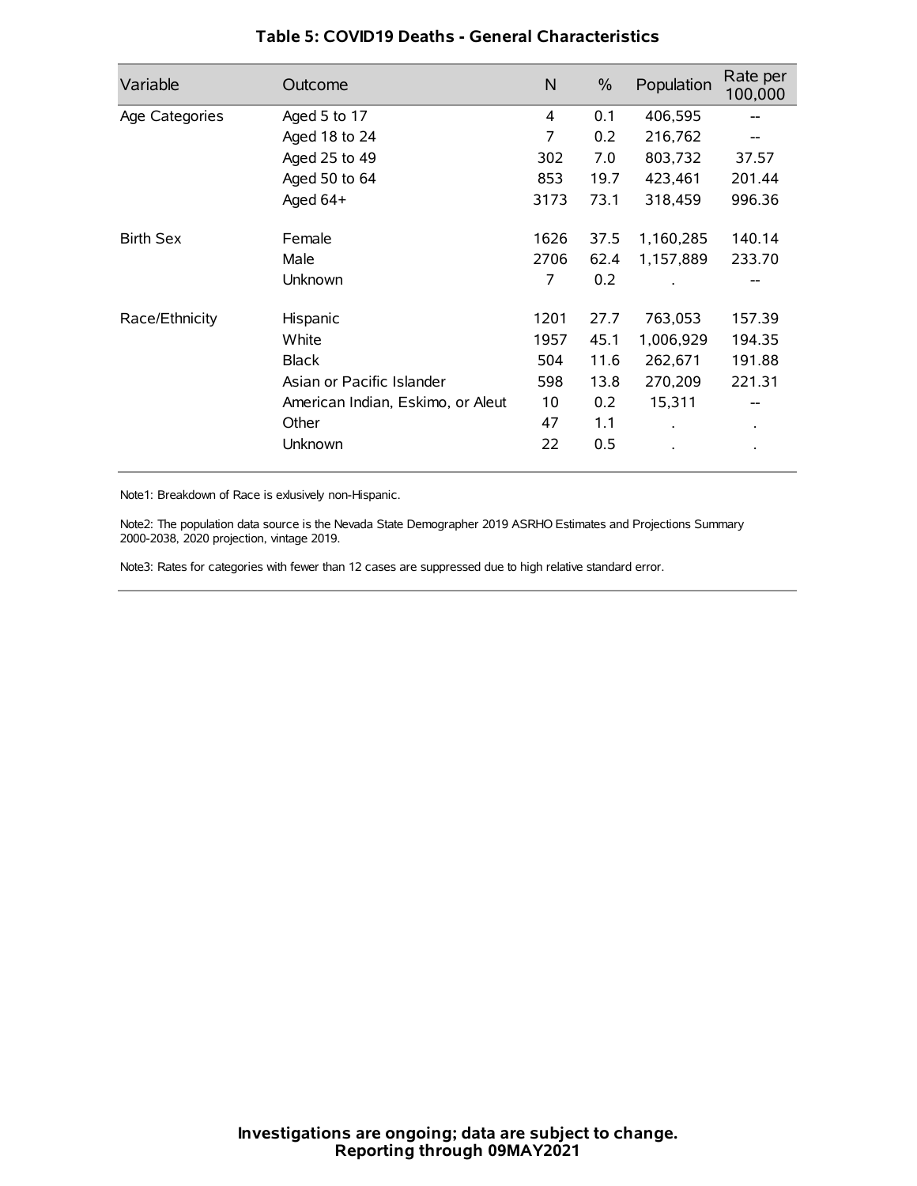# Table 5: COVID19 Deaths - General Characteristics

| Variable | Outcome | N | % | Population | Rate per 100,000 |
|---|---|---|---|---|---|
| Age Categories | Aged 5 to 17 | 4 | 0.1 | 406,595 | -- |
| | Aged 18 to 24 | 7 | 0.2 | 216,762 | -- |
| | Aged 25 to 49 | 302 | 7.0 | 803,732 | 37.57 |
| | Aged 50 to 64 | 853 | 19.7 | 423,461 | 201.44 |
| | Aged 64+ | 3173 | 73.1 | 318,459 | 996.36 |
| Birth Sex | Female | 1626 | 37.5 | 1,160,285 | 140.14 |
| | Male | 2706 | 62.4 | 1,157,889 | 233.70 |
| | Unknown | 7 | 0.2 | . | -- |
| Race/Ethnicity | Hispanic | 1201 | 27.7 | 763,053 | 157.39 |
| | White | 1957 | 45.1 | 1,006,929 | 194.35 |
| | Black | 504 | 11.6 | 262,671 | 191.88 |
| | Asian or Pacific Islander | 598 | 13.8 | 270,209 | 221.31 |
| | American Indian, Eskimo, or Aleut | 10 | 0.2 | 15,311 | -- |
| | Other | 47 | 1.1 | . | . |
| | Unknown | 22 | 0.5 | . | . |

Note1: Breakdown of Race is exlusively non-Hispanic.

Note2: The population data source is the Nevada State Demographer 2019 ASRHO Estimates and Projections Summary 2000-2038, 2020 projection, vintage 2019.

Note3: Rates for categories with fewer than 12 cases are suppressed due to high relative standard error.

**Investigations are ongoing; data are subject to change.**
**Reporting through 09MAY2021**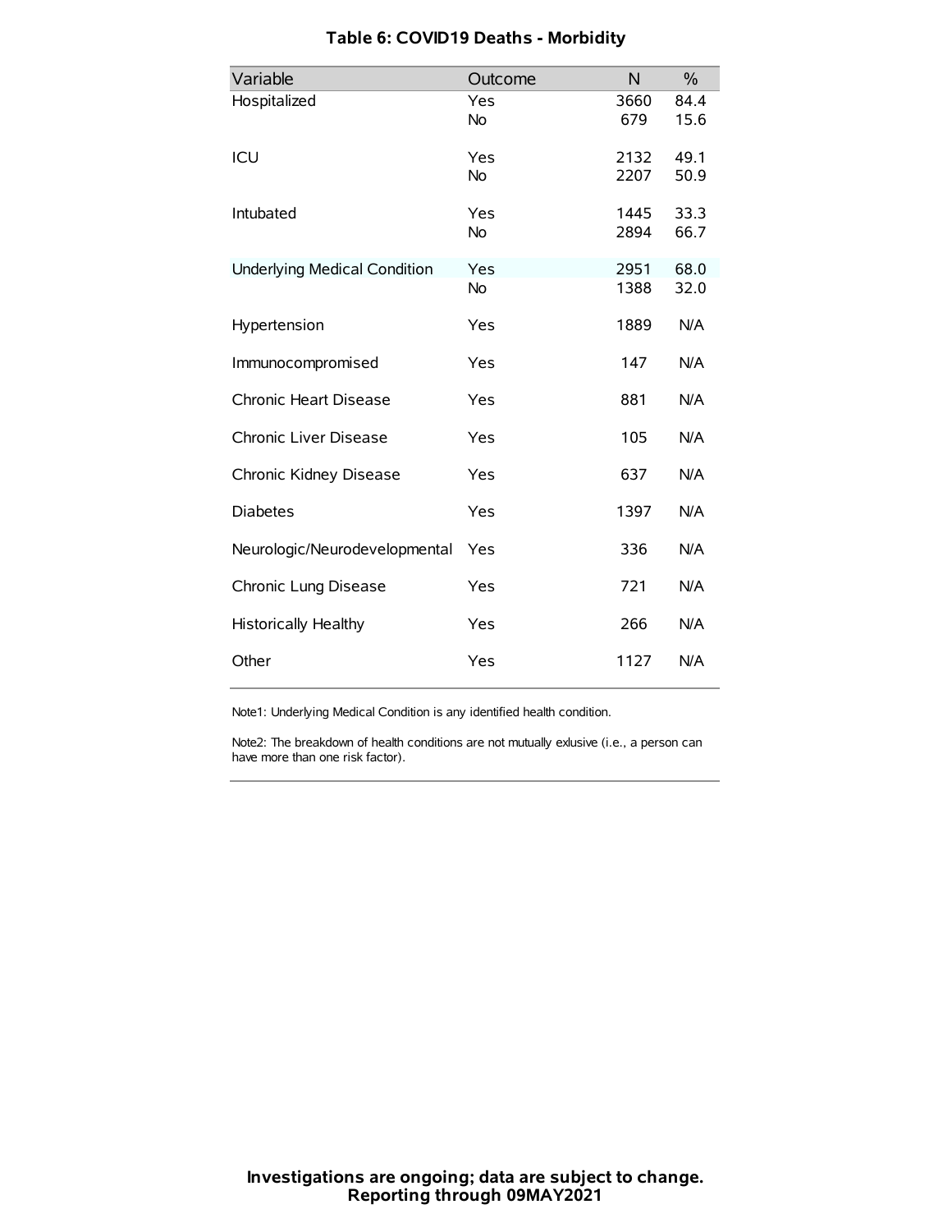# Table 6: COVID19 Deaths - Morbidity

| Variable | Outcome | N | % |
|---|---|---|---|
| Hospitalized | Yes | 3660 | 84.4 |
| | No | 679 | 15.6 |
| ICU | Yes | 2132 | 49.1 |
| | No | 2207 | 50.9 |
| Intubated | Yes | 1445 | 33.3 |
| | No | 2894 | 66.7 |
| Underlying Medical Condition | Yes | 2951 | 68.0 |
| | No | 1388 | 32.0 |
| Hypertension | Yes | 1889 | N/A |
| Immunocompromised | Yes | 147 | N/A |
| Chronic Heart Disease | Yes | 881 | N/A |
| Chronic Liver Disease | Yes | 105 | N/A |
| Chronic Kidney Disease | Yes | 637 | N/A |
| Diabetes | Yes | 1397 | N/A |
| Neurologic/Neurodevelopmental | Yes | 336 | N/A |
| Chronic Lung Disease | Yes | 721 | N/A |
| Historically Healthy | Yes | 266 | N/A |
| Other | Yes | 1127 | N/A |

Note1: Underlying Medical Condition is any identified health condition.

Note2: The breakdown of health conditions are not mutually exlusive (i.e., a person can have more than one risk factor).

**Investigations are ongoing; data are subject to change.**
**Reporting through 09MAY2021**